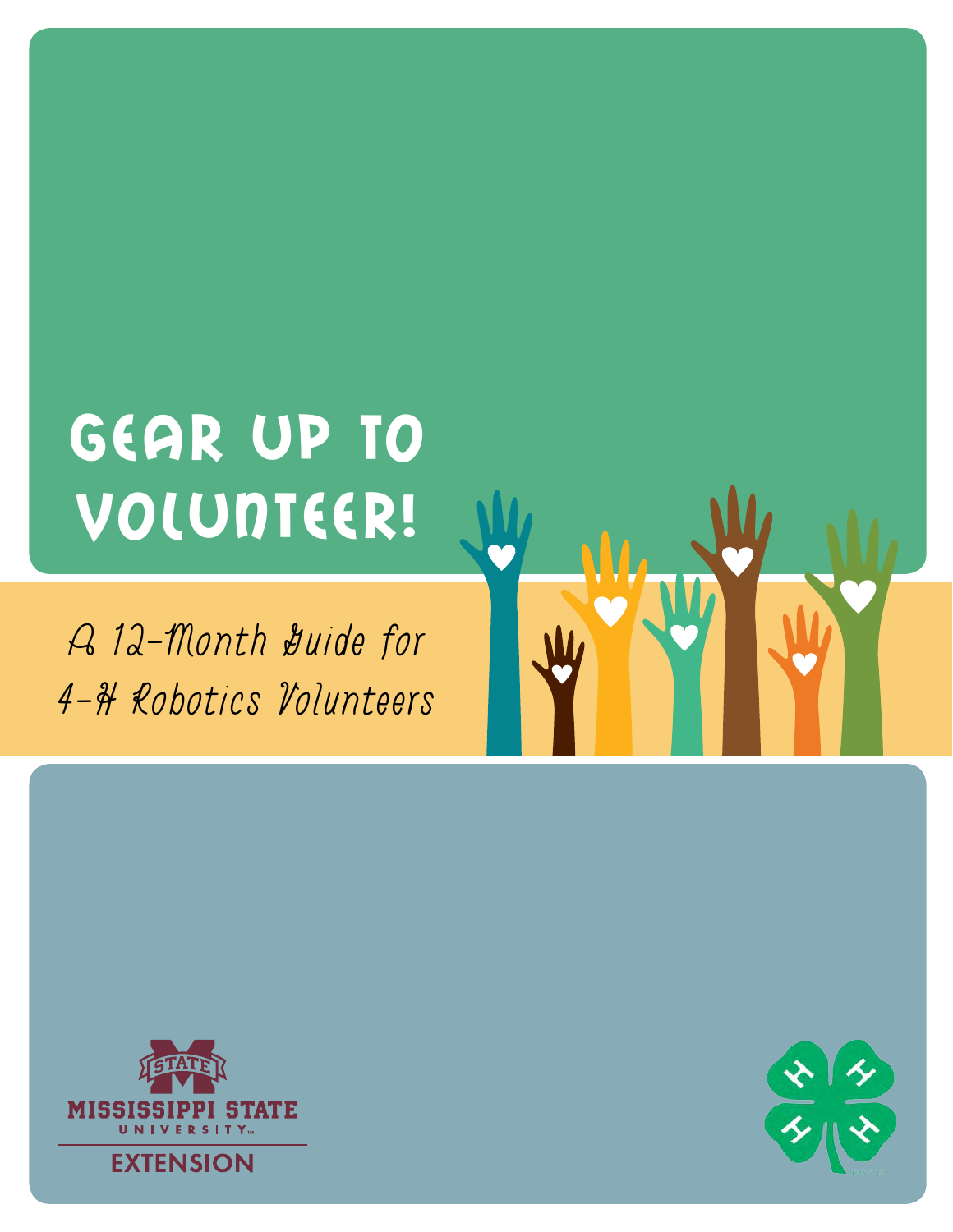# Gear Up to Volunteer!

## A 12-Month Guide for 4-H Robotics Volunteers

MISSISSIPPI STATE UNIVERSITY
EXTENSION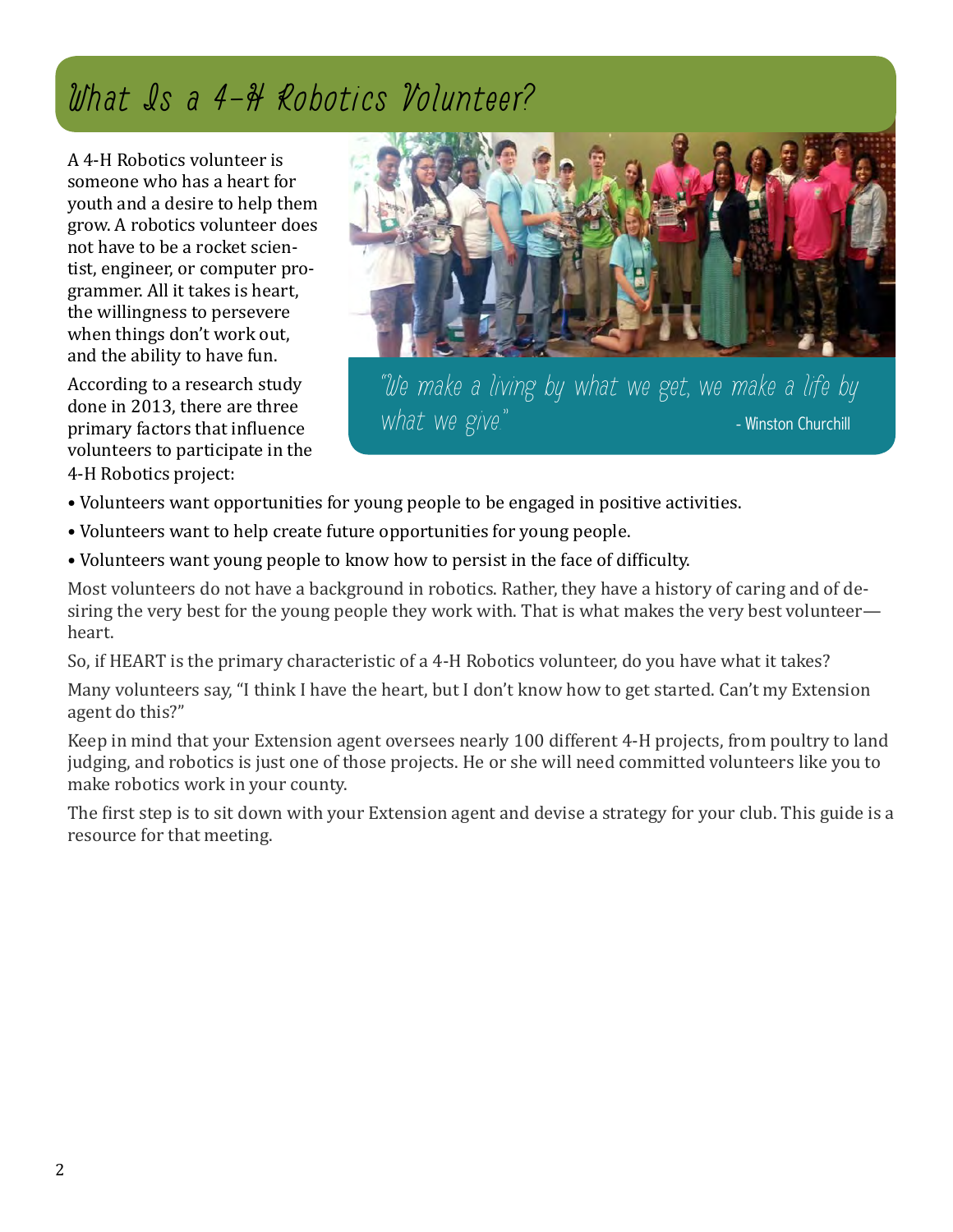# What Is a 4-H Robotics Volunteer?

A 4-H Robotics volunteer is someone who has a heart for youth and a desire to help them grow. A robotics volunteer does not have to be a rocket scientist, engineer, or computer programmer. All it takes is heart, the willingness to persevere when things don't work out, and the ability to have fun.

> "We make a living by what we get, we make a life by what we give." - Winston Churchill

According to a research study done in 2013, there are three primary factors that influence volunteers to participate in the 4-H Robotics project:

- Volunteers want opportunities for young people to be engaged in positive activities.
- Volunteers want to help create future opportunities for young people.
- Volunteers want young people to know how to persist in the face of difficulty.

Most volunteers do not have a background in robotics. Rather, they have a history of caring and of desiring the very best for the young people they work with. That is what makes the very best volunteer—heart.

So, if HEART is the primary characteristic of a 4-H Robotics volunteer, do you have what it takes?

Many volunteers say, "I think I have the heart, but I don't know how to get started. Can't my Extension agent do this?"

Keep in mind that your Extension agent oversees nearly 100 different 4-H projects, from poultry to land judging, and robotics is just one of those projects. He or she will need committed volunteers like you to make robotics work in your county.

The first step is to sit down with your Extension agent and devise a strategy for your club. This guide is a resource for that meeting.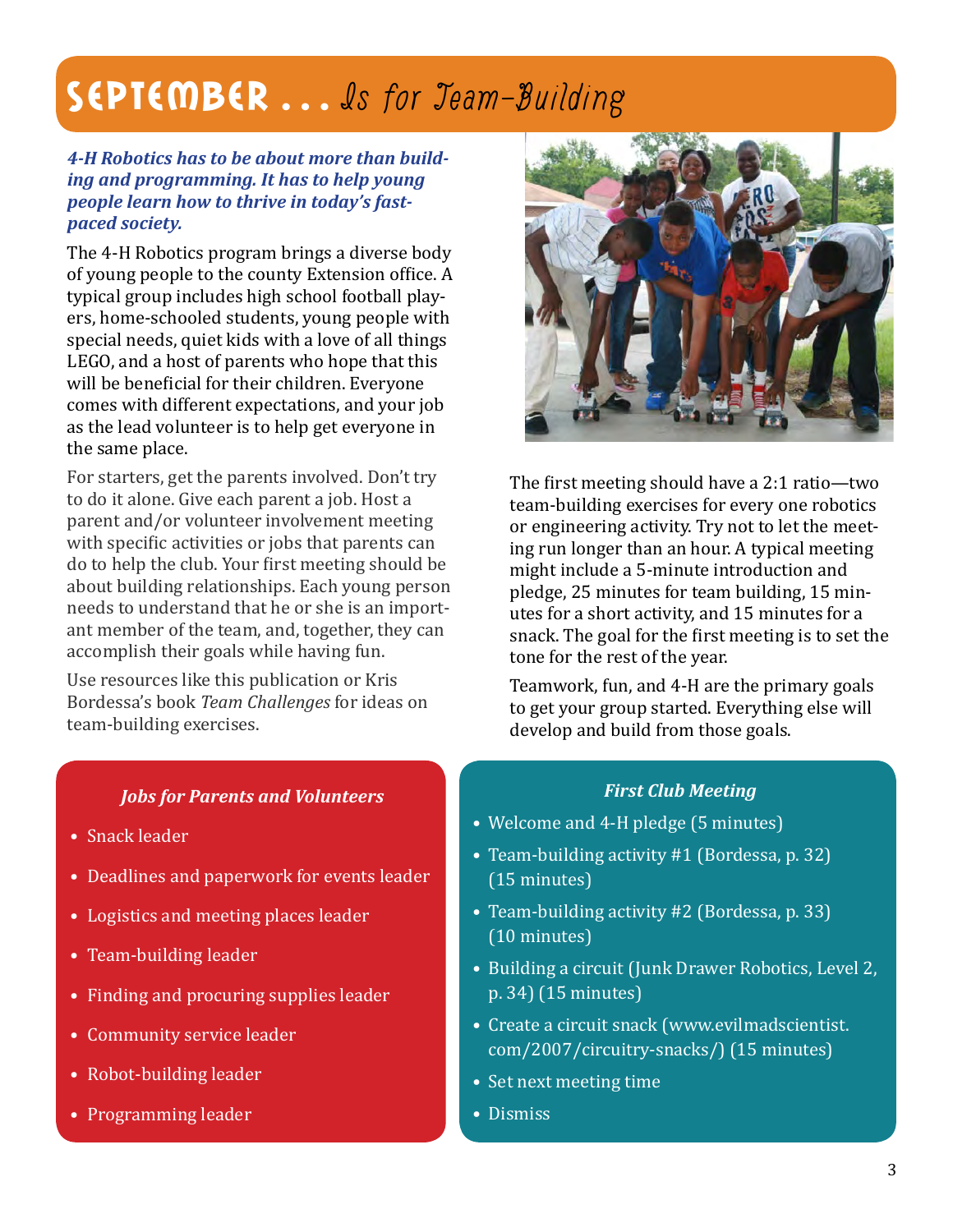# SEPTEMBER . . . *Is for Team-Building*

***4-H Robotics has to be about more than building and programming. It has to help young people learn how to thrive in today's fast-paced society.***

The 4-H Robotics program brings a diverse body of young people to the county Extension office. A typical group includes high school football players, home-schooled students, young people with special needs, quiet kids with a love of all things LEGO, and a host of parents who hope that this will be beneficial for their children. Everyone comes with different expectations, and your job as the lead volunteer is to help get everyone in the same place.

For starters, get the parents involved. Don't try to do it alone. Give each parent a job. Host a parent and/or volunteer involvement meeting with specific activities or jobs that parents can do to help the club. Your first meeting should be about building relationships. Each young person needs to understand that he or she is an important member of the team, and, together, they can accomplish their goals while having fun.

Use resources like this publication or Kris Bordessa's book *Team Challenges* for ideas on team-building exercises.

The first meeting should have a 2:1 ratio—two team-building exercises for every one robotics or engineering activity. Try not to let the meeting run longer than an hour. A typical meeting might include a 5-minute introduction and pledge, 25 minutes for team building, 15 minutes for a short activity, and 15 minutes for a snack. The goal for the first meeting is to set the tone for the rest of the year.

Teamwork, fun, and 4-H are the primary goals to get your group started. Everything else will develop and build from those goals.

### *Jobs for Parents and Volunteers*

- Snack leader
- Deadlines and paperwork for events leader
- Logistics and meeting places leader
- Team-building leader
- Finding and procuring supplies leader
- Community service leader
- Robot-building leader
- Programming leader

### *First Club Meeting*

- Welcome and 4-H pledge (5 minutes)
- Team-building activity #1 (Bordessa, p. 32) (15 minutes)
- Team-building activity #2 (Bordessa, p. 33) (10 minutes)
- Building a circuit (Junk Drawer Robotics, Level 2, p. 34) (15 minutes)
- Create a circuit snack (www.evilmadscientist.com/2007/circuitry-snacks/) (15 minutes)
- Set next meeting time
- Dismiss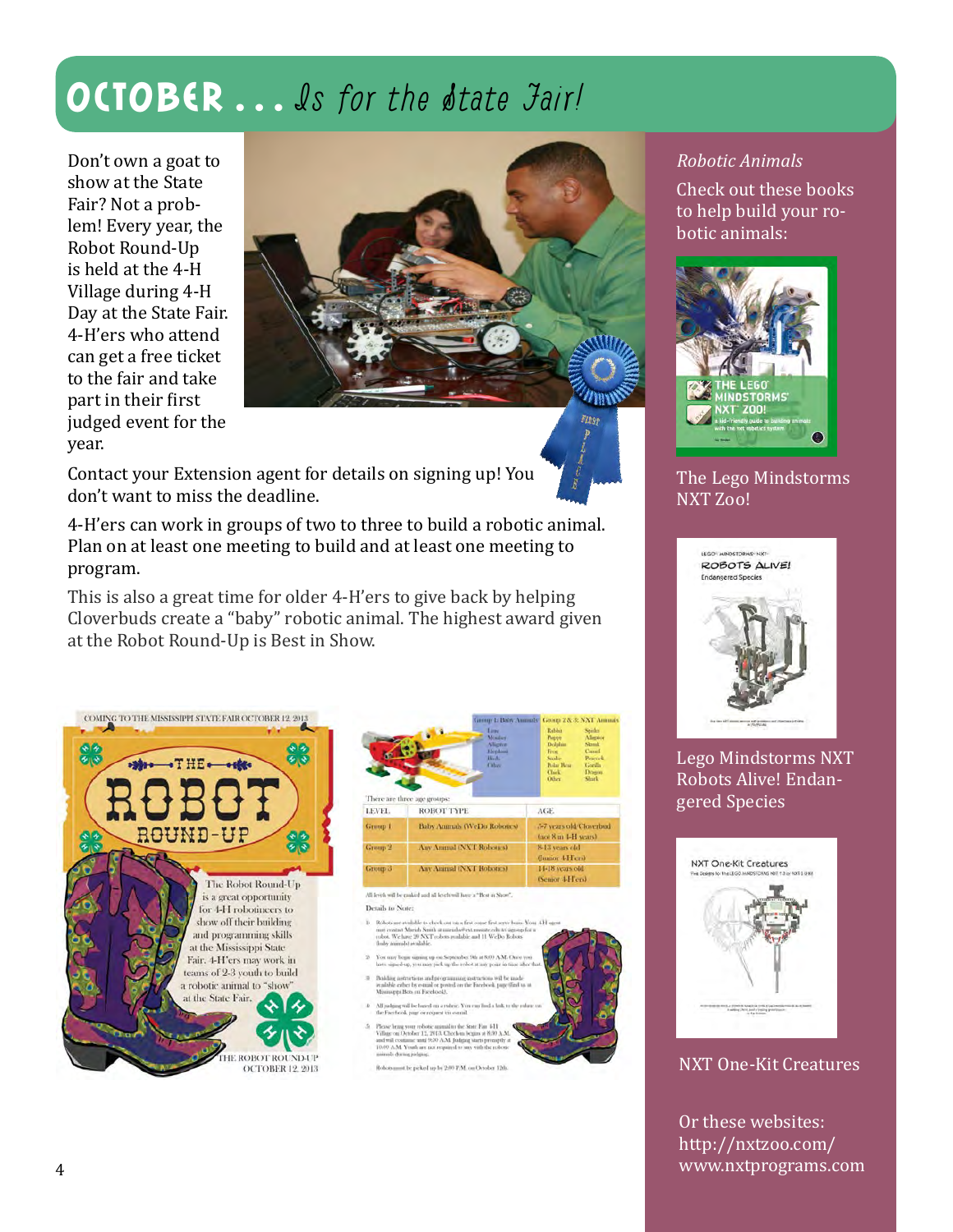# OCTOBER . . . Is for the State Fair!

Don't own a goat to show at the State Fair? Not a problem! Every year, the Robot Round-Up is held at the 4-H Village during 4-H Day at the State Fair. 4-H'ers who attend can get a free ticket to the fair and take part in their first judged event for the year.

Contact your Extension agent for details on signing up! You don't want to miss the deadline.

4-H'ers can work in groups of two to three to build a robotic animal. Plan on at least one meeting to build and at least one meeting to program.

This is also a great time for older 4-H'ers to give back by helping Cloverbuds create a "baby" robotic animal. The highest award given at the Robot Round-Up is Best in Show.

*Robotic Animals*

Check out these books to help build your robotic animals:

The Lego Mindstorms NXT Zoo!

Lego Mindstorms NXT Robots Alive! Endangered Species

NXT One-Kit Creatures

Or these websites:
http://nxtzoo.com/
www.nxtprograms.com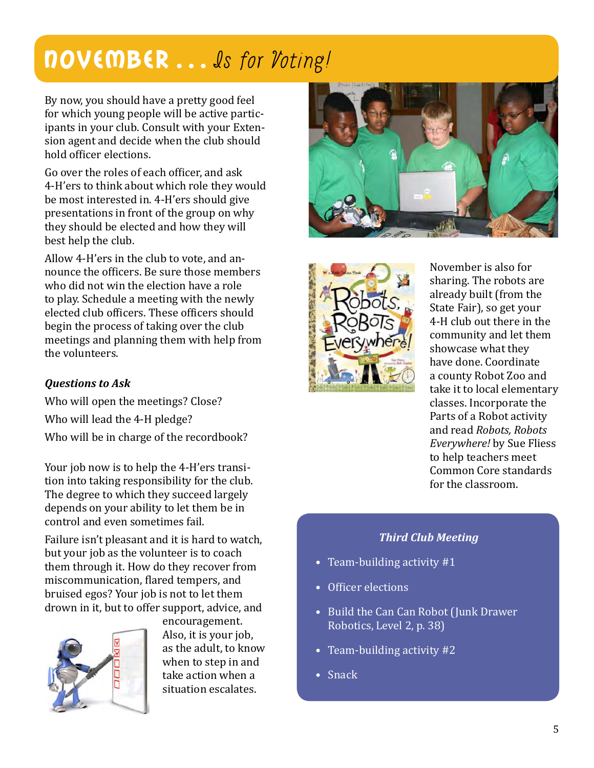# NOVEMBER . . . Is for Voting!

By now, you should have a pretty good feel for which young people will be active participants in your club. Consult with your Extension agent and decide when the club should hold officer elections.

Go over the roles of each officer, and ask 4-H'ers to think about which role they would be most interested in. 4-H'ers should give presentations in front of the group on why they should be elected and how they will best help the club.

Allow 4-H'ers in the club to vote, and announce the officers. Be sure those members who did not win the election have a role to play. Schedule a meeting with the newly elected club officers. These officers should begin the process of taking over the club meetings and planning them with help from the volunteers.

***Questions to Ask***

Who will open the meetings? Close?

Who will lead the 4-H pledge?

Who will be in charge of the recordbook?

Your job now is to help the 4-H'ers transition into taking responsibility for the club. The degree to which they succeed largely depends on your ability to let them be in control and even sometimes fail.

Failure isn't pleasant and it is hard to watch, but your job as the volunteer is to coach them through it. How do they recover from miscommunication, flared tempers, and bruised egos? Your job is not to let them drown in it, but to offer support, advice, and encouragement. Also, it is your job, as the adult, to know when to step in and take action when a situation escalates.

November is also for sharing. The robots are already built (from the State Fair), so get your 4-H club out there in the community and let them showcase what they have done. Coordinate a county Robot Zoo and take it to local elementary classes. Incorporate the Parts of a Robot activity and read *Robots, Robots Everywhere!* by Sue Fliess to help teachers meet Common Core standards for the classroom.

***Third Club Meeting***

- Team-building activity #1
- Officer elections
- Build the Can Can Robot (Junk Drawer Robotics, Level 2, p. 38)
- Team-building activity #2
- Snack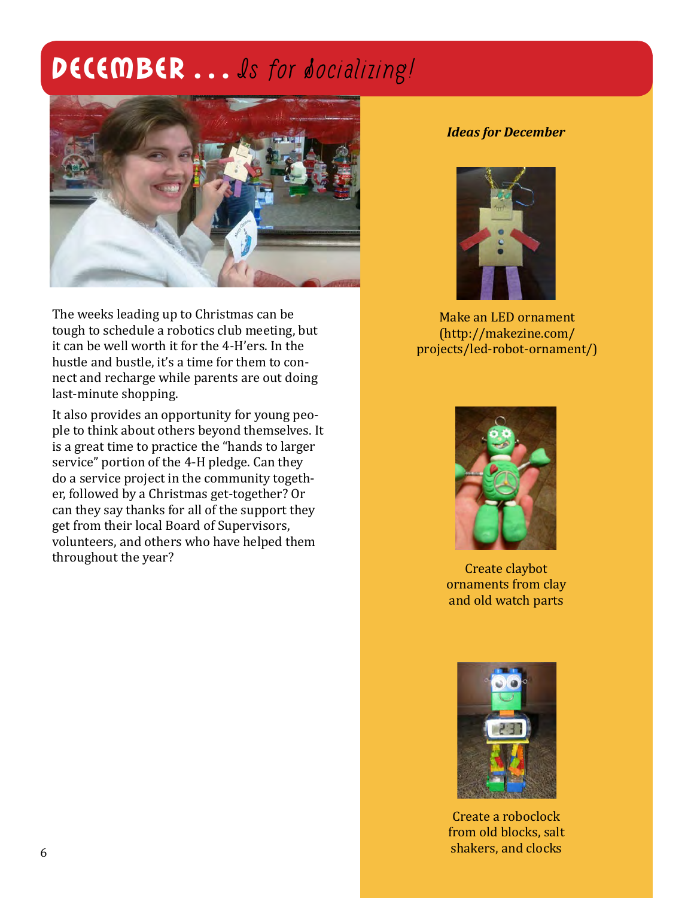# December . . . Is for Socializing!

The weeks leading up to Christmas can be tough to schedule a robotics club meeting, but it can be well worth it for the 4-H'ers. In the hustle and bustle, it's a time for them to connect and recharge while parents are out doing last-minute shopping.

It also provides an opportunity for young people to think about others beyond themselves. It is a great time to practice the "hands to larger service" portion of the 4-H pledge. Can they do a service project in the community together, followed by a Christmas get-together? Or can they say thanks for all of the support they get from their local Board of Supervisors, volunteers, and others who have helped them throughout the year?

***Ideas for December***

Make an LED ornament (http://makezine.com/projects/led-robot-ornament/)

Create claybot ornaments from clay and old watch parts

Create a roboclock from old blocks, salt shakers, and clocks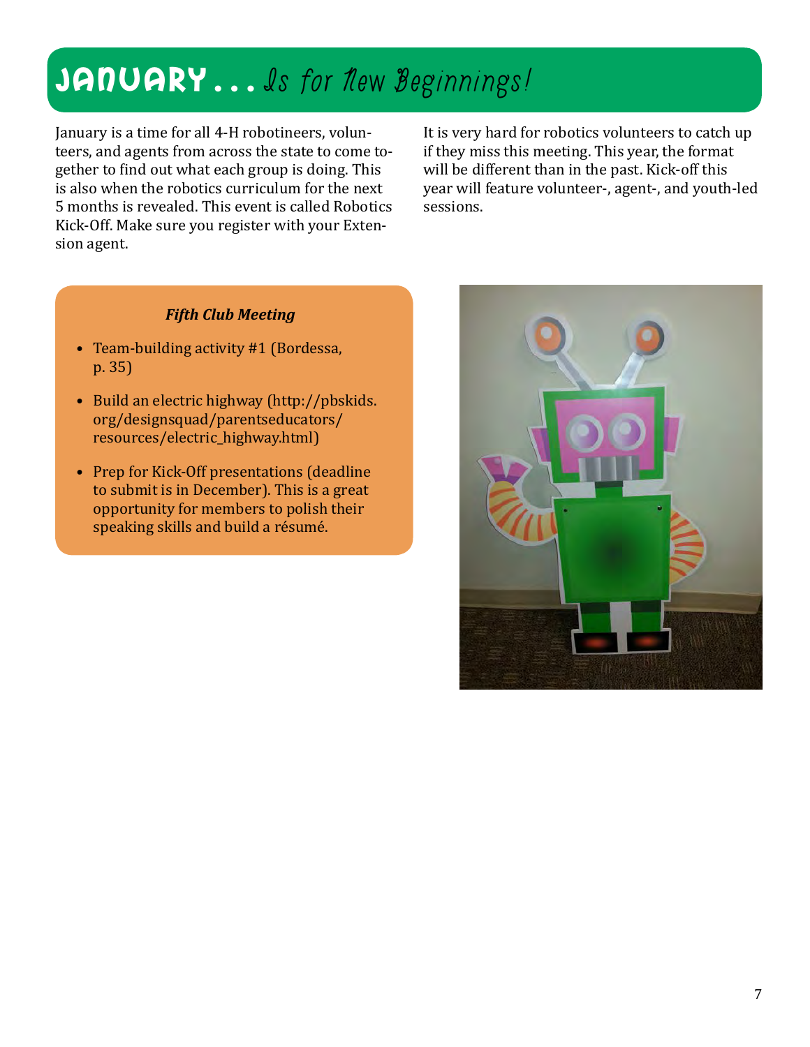# JANUARY . . . Is for New Beginnings!

January is a time for all 4-H robotineers, volunteers, and agents from across the state to come together to find out what each group is doing. This is also when the robotics curriculum for the next 5 months is revealed. This event is called Robotics Kick-Off. Make sure you register with your Extension agent.

It is very hard for robotics volunteers to catch up if they miss this meeting. This year, the format will be different than in the past. Kick-off this year will feature volunteer-, agent-, and youth-led sessions.

***Fifth Club Meeting***

- Team-building activity #1 (Bordessa, p. 35)
- Build an electric highway (http://pbskids.org/designsquad/parentseducators/resources/electric_highway.html)
- Prep for Kick-Off presentations (deadline to submit is in December). This is a great opportunity for members to polish their speaking skills and build a résumé.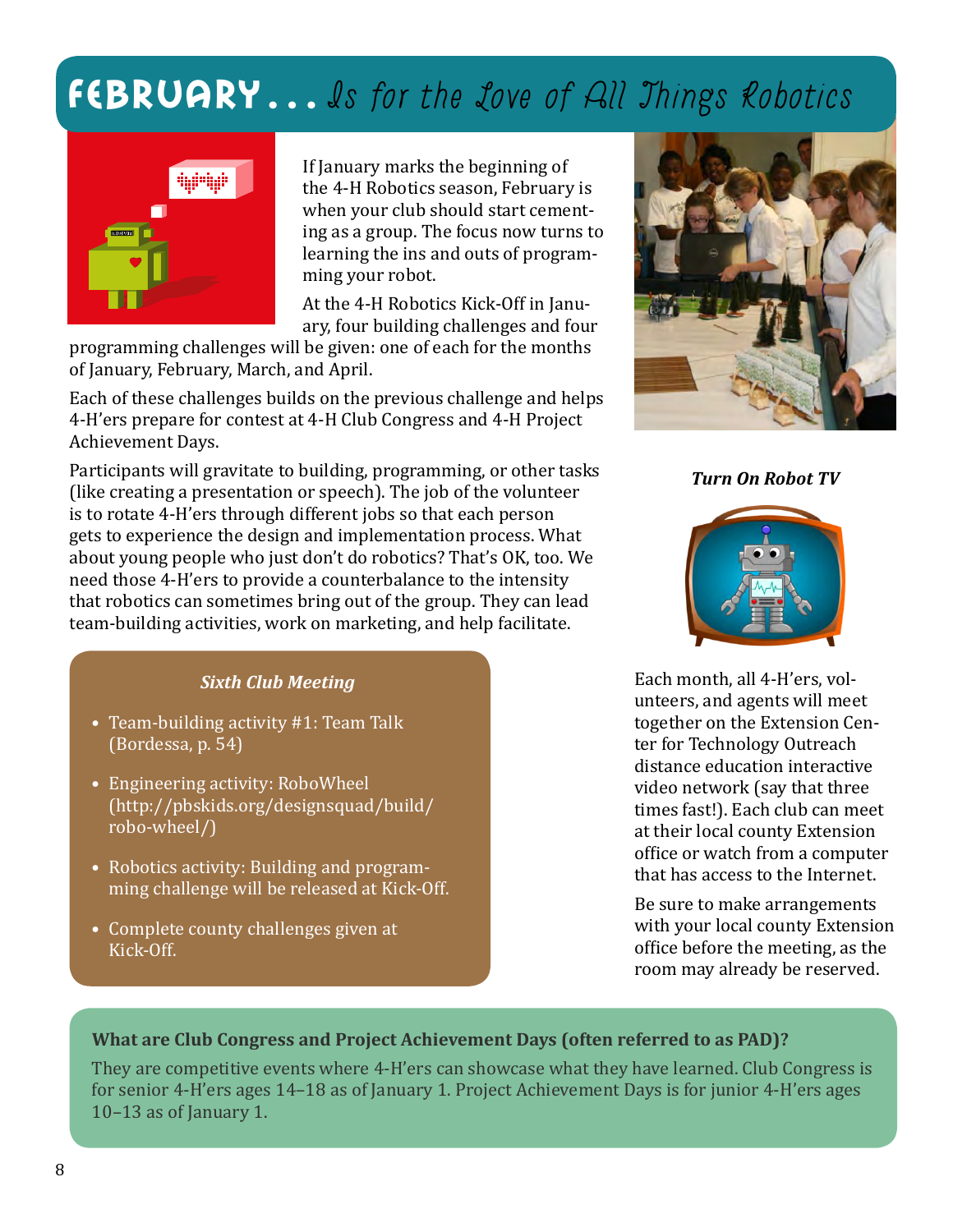# FEBRUARY... *Is for the Love of All Things Robotics*

If January marks the beginning of the 4-H Robotics season, February is when your club should start cementing as a group. The focus now turns to learning the ins and outs of programming your robot.

At the 4-H Robotics Kick-Off in January, four building challenges and four programming challenges will be given: one of each for the months of January, February, March, and April.

Each of these challenges builds on the previous challenge and helps 4-H'ers prepare for contest at 4-H Club Congress and 4-H Project Achievement Days.

Participants will gravitate to building, programming, or other tasks (like creating a presentation or speech). The job of the volunteer is to rotate 4-H'ers through different jobs so that each person gets to experience the design and implementation process. What about young people who just don't do robotics? That's OK, too. We need those 4-H'ers to provide a counterbalance to the intensity that robotics can sometimes bring out of the group. They can lead team-building activities, work on marketing, and help facilitate.

### *Sixth Club Meeting*

- Team-building activity #1: Team Talk (Bordessa, p. 54)
- Engineering activity: RoboWheel (http://pbskids.org/designsquad/build/robo-wheel/)
- Robotics activity: Building and programming challenge will be released at Kick-Off.
- Complete county challenges given at Kick-Off.

### *Turn On Robot TV*

Each month, all 4-H'ers, volunteers, and agents will meet together on the Extension Center for Technology Outreach distance education interactive video network (say that three times fast!). Each club can meet at their local county Extension office or watch from a computer that has access to the Internet.

Be sure to make arrangements with your local county Extension office before the meeting, as the room may already be reserved.

**What are Club Congress and Project Achievement Days (often referred to as PAD)?**

They are competitive events where 4-H'ers can showcase what they have learned. Club Congress is for senior 4-H'ers ages 14–18 as of January 1. Project Achievement Days is for junior 4-H'ers ages 10–13 as of January 1.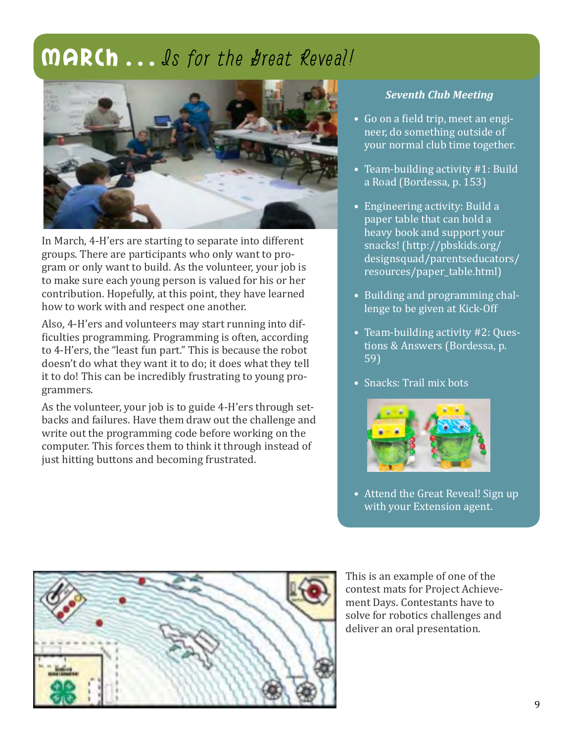# MARCH . . . Is for the Great Reveal!

In March, 4-H'ers are starting to separate into different groups. There are participants who only want to program or only want to build. As the volunteer, your job is to make sure each young person is valued for his or her contribution. Hopefully, at this point, they have learned how to work with and respect one another.

Also, 4-H'ers and volunteers may start running into difficulties programming. Programming is often, according to 4-H'ers, the "least fun part." This is because the robot doesn't do what they want it to do; it does what they tell it to do! This can be incredibly frustrating to young programmers.

As the volunteer, your job is to guide 4-H'ers through setbacks and failures. Have them draw out the challenge and write out the programming code before working on the computer. This forces them to think it through instead of just hitting buttons and becoming frustrated.

### *Seventh Club Meeting*

- Go on a field trip, meet an engineer, do something outside of your normal club time together.
- Team-building activity #1: Build a Road (Bordessa, p. 153)
- Engineering activity: Build a paper table that can hold a heavy book and support your snacks! (http://pbskids.org/designsquad/parentseducators/resources/paper_table.html)
- Building and programming challenge to be given at Kick-Off
- Team-building activity #2: Questions & Answers (Bordessa, p. 59)
- Snacks: Trail mix bots
- Attend the Great Reveal! Sign up with your Extension agent.

This is an example of one of the contest mats for Project Achievement Days. Contestants have to solve for robotics challenges and deliver an oral presentation.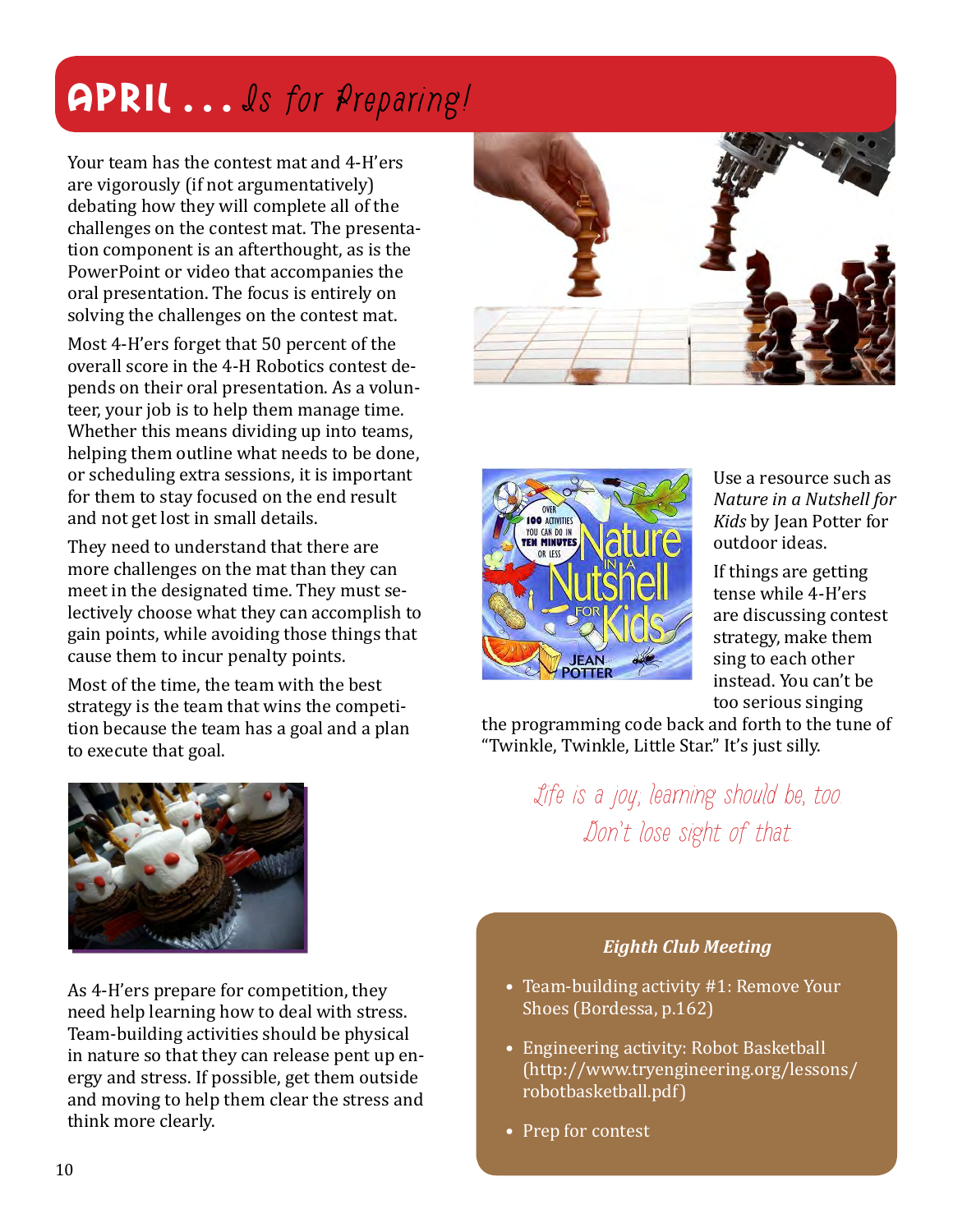# APRIL . . . *Is for Preparing!*

Your team has the contest mat and 4-H'ers are vigorously (if not argumentatively) debating how they will complete all of the challenges on the contest mat. The presentation component is an afterthought, as is the PowerPoint or video that accompanies the oral presentation. The focus is entirely on solving the challenges on the contest mat.

Most 4-H'ers forget that 50 percent of the overall score in the 4-H Robotics contest depends on their oral presentation. As a volunteer, your job is to help them manage time. Whether this means dividing up into teams, helping them outline what needs to be done, or scheduling extra sessions, it is important for them to stay focused on the end result and not get lost in small details.

They need to understand that there are more challenges on the mat than they can meet in the designated time. They must selectively choose what they can accomplish to gain points, while avoiding those things that cause them to incur penalty points.

Most of the time, the team with the best strategy is the team that wins the competition because the team has a goal and a plan to execute that goal.

As 4-H'ers prepare for competition, they need help learning how to deal with stress. Team-building activities should be physical in nature so that they can release pent up energy and stress. If possible, get them outside and moving to help them clear the stress and think more clearly.

Use a resource such as *Nature in a Nutshell for Kids* by Jean Potter for outdoor ideas.

If things are getting tense while 4-H'ers are discussing contest strategy, make them sing to each other instead. You can't be too serious singing the programming code back and forth to the tune of "Twinkle, Twinkle, Little Star." It's just silly.

*Life is a joy, learning should be, too. Don't lose sight of that.*

### *Eighth Club Meeting*

- Team-building activity #1: Remove Your Shoes (Bordessa, p.162)
- Engineering activity: Robot Basketball (http://www.tryengineering.org/lessons/robotbasketball.pdf)
- Prep for contest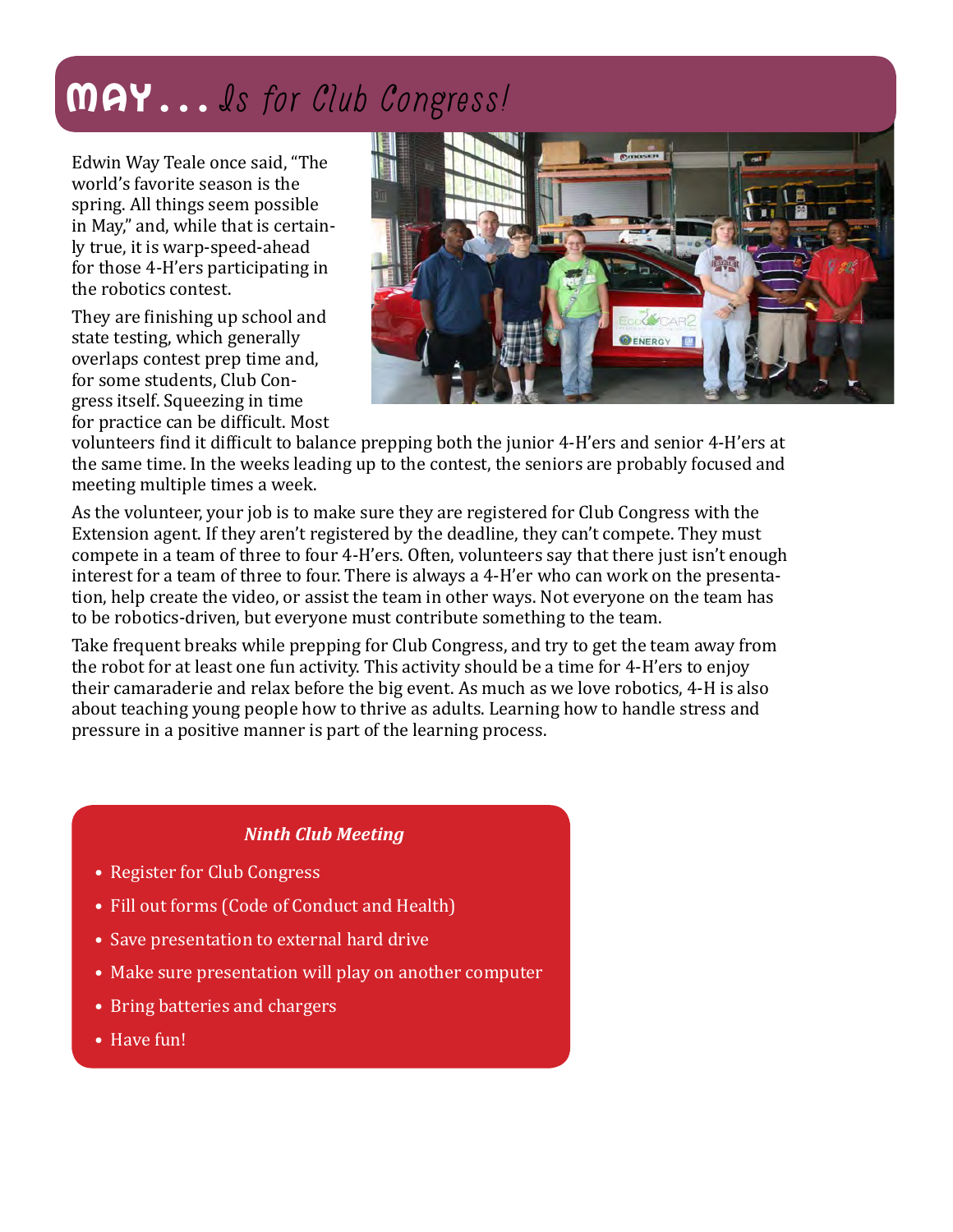# MAY... Is for Club Congress!

Edwin Way Teale once said, "The world's favorite season is the spring. All things seem possible in May," and, while that is certainly true, it is warp-speed-ahead for those 4-H'ers participating in the robotics contest.

They are finishing up school and state testing, which generally overlaps contest prep time and, for some students, Club Congress itself. Squeezing in time for practice can be difficult. Most volunteers find it difficult to balance prepping both the junior 4-H'ers and senior 4-H'ers at the same time. In the weeks leading up to the contest, the seniors are probably focused and meeting multiple times a week.

As the volunteer, your job is to make sure they are registered for Club Congress with the Extension agent. If they aren't registered by the deadline, they can't compete. They must compete in a team of three to four 4-H'ers. Often, volunteers say that there just isn't enough interest for a team of three to four. There is always a 4-H'er who can work on the presentation, help create the video, or assist the team in other ways. Not everyone on the team has to be robotics-driven, but everyone must contribute something to the team.

Take frequent breaks while prepping for Club Congress, and try to get the team away from the robot for at least one fun activity. This activity should be a time for 4-H'ers to enjoy their camaraderie and relax before the big event. As much as we love robotics, 4-H is also about teaching young people how to thrive as adults. Learning how to handle stress and pressure in a positive manner is part of the learning process.

***Ninth Club Meeting***

- Register for Club Congress
- Fill out forms (Code of Conduct and Health)
- Save presentation to external hard drive
- Make sure presentation will play on another computer
- Bring batteries and chargers
- Have fun!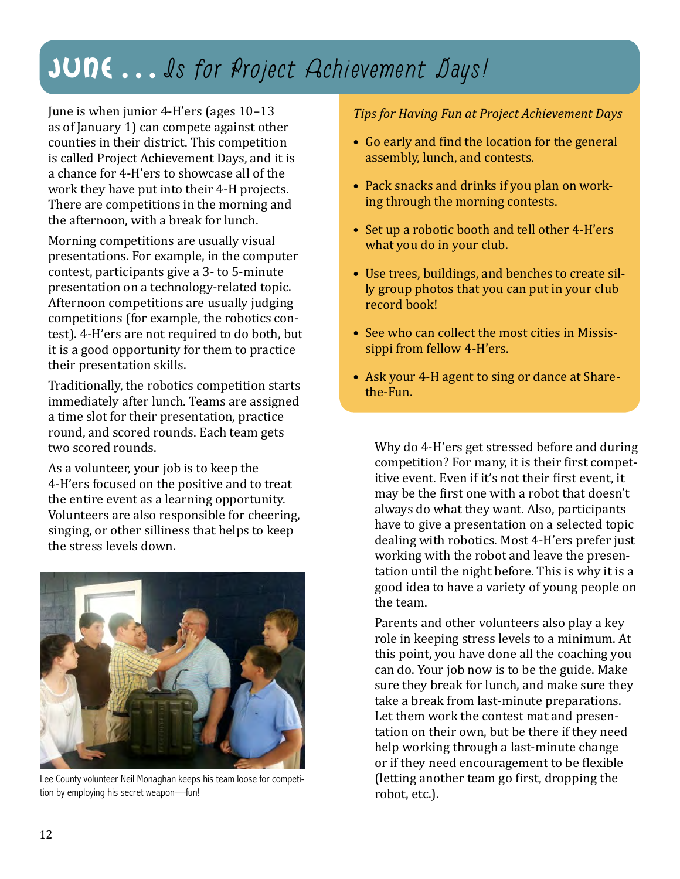# JUNE . . . Is for Project Achievement Days!

June is when junior 4-H'ers (ages 10–13 as of January 1) can compete against other counties in their district. This competition is called Project Achievement Days, and it is a chance for 4-H'ers to showcase all of the work they have put into their 4-H projects. There are competitions in the morning and the afternoon, with a break for lunch.

Morning competitions are usually visual presentations. For example, in the computer contest, participants give a 3- to 5-minute presentation on a technology-related topic. Afternoon competitions are usually judging competitions (for example, the robotics contest). 4-H'ers are not required to do both, but it is a good opportunity for them to practice their presentation skills.

Traditionally, the robotics competition starts immediately after lunch. Teams are assigned a time slot for their presentation, practice round, and scored rounds. Each team gets two scored rounds.

As a volunteer, your job is to keep the 4-H'ers focused on the positive and to treat the entire event as a learning opportunity. Volunteers are also responsible for cheering, singing, or other silliness that helps to keep the stress levels down.

Lee County volunteer Neil Monaghan keeps his team loose for competition by employing his secret weapon—fun!

*Tips for Having Fun at Project Achievement Days*

- Go early and find the location for the general assembly, lunch, and contests.
- Pack snacks and drinks if you plan on working through the morning contests.
- Set up a robotic booth and tell other 4-H'ers what you do in your club.
- Use trees, buildings, and benches to create silly group photos that you can put in your club record book!
- See who can collect the most cities in Mississippi from fellow 4-H'ers.
- Ask your 4-H agent to sing or dance at Share-the-Fun.

Why do 4-H'ers get stressed before and during competition? For many, it is their first competitive event. Even if it's not their first event, it may be the first one with a robot that doesn't always do what they want. Also, participants have to give a presentation on a selected topic dealing with robotics. Most 4-H'ers prefer just working with the robot and leave the presentation until the night before. This is why it is a good idea to have a variety of young people on the team.

Parents and other volunteers also play a key role in keeping stress levels to a minimum. At this point, you have done all the coaching you can do. Your job now is to be the guide. Make sure they break for lunch, and make sure they take a break from last-minute preparations. Let them work the contest mat and presentation on their own, but be there if they need help working through a last-minute change or if they need encouragement to be flexible (letting another team go first, dropping the robot, etc.).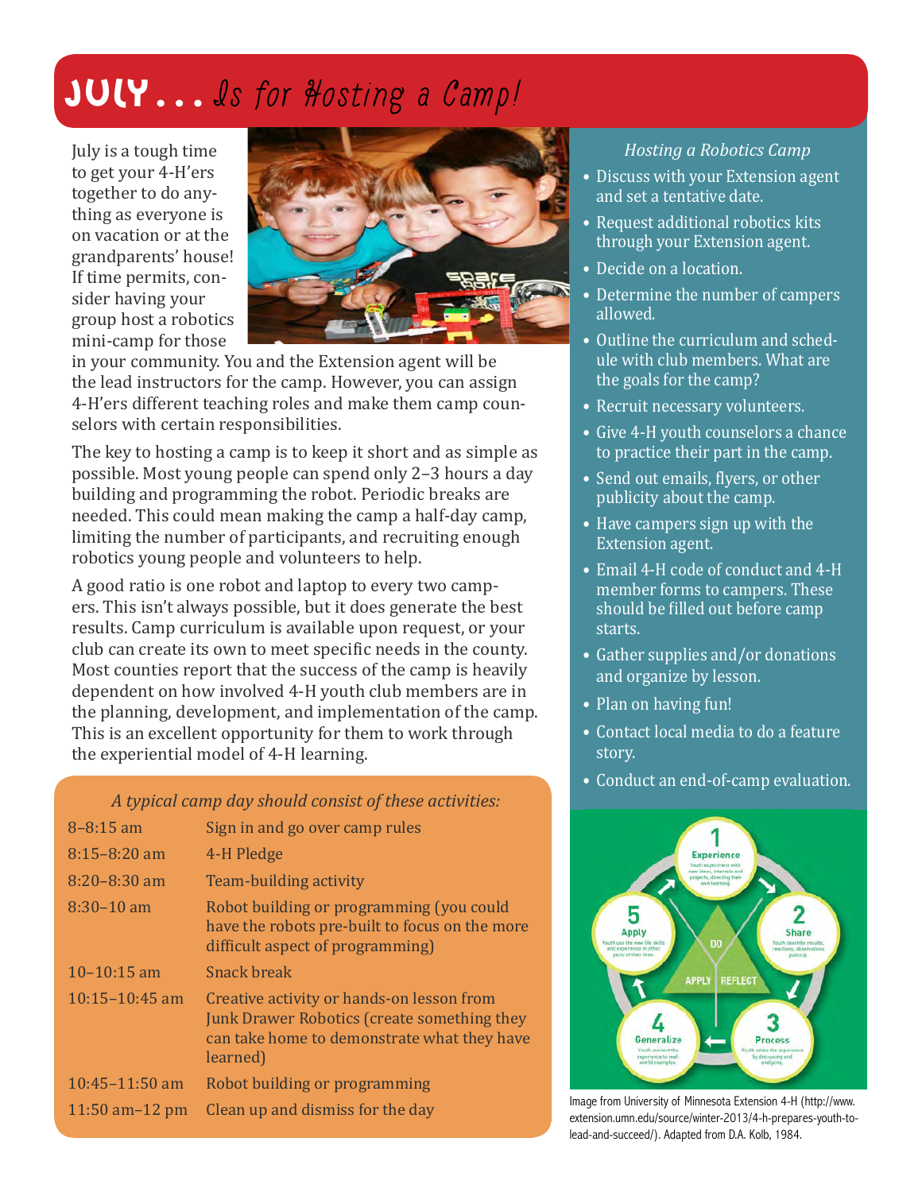# JULY... Is for Hosting a Camp!

July is a tough time to get your 4-H'ers together to do anything as everyone is on vacation or at the grandparents' house! If time permits, consider having your group host a robotics mini-camp for those in your community. You and the Extension agent will be the lead instructors for the camp. However, you can assign 4-H'ers different teaching roles and make them camp counselors with certain responsibilities.

The key to hosting a camp is to keep it short and as simple as possible. Most young people can spend only 2–3 hours a day building and programming the robot. Periodic breaks are needed. This could mean making the camp a half-day camp, limiting the number of participants, and recruiting enough robotics young people and volunteers to help.

A good ratio is one robot and laptop to every two campers. This isn't always possible, but it does generate the best results. Camp curriculum is available upon request, or your club can create its own to meet specific needs in the county. Most counties report that the success of the camp is heavily dependent on how involved 4-H youth club members are in the planning, development, and implementation of the camp. This is an excellent opportunity for them to work through the experiential model of 4-H learning.

*A typical camp day should consist of these activities:*

| Time | Activity |
|---|---|
| 8–8:15 am | Sign in and go over camp rules |
| 8:15–8:20 am | 4-H Pledge |
| 8:20–8:30 am | Team-building activity |
| 8:30–10 am | Robot building or programming (you could have the robots pre-built to focus on the more difficult aspect of programming) |
| 10–10:15 am | Snack break |
| 10:15–10:45 am | Creative activity or hands-on lesson from Junk Drawer Robotics (create something they can take home to demonstrate what they have learned) |
| 10:45–11:50 am | Robot building or programming |
| 11:50 am–12 pm | Clean up and dismiss for the day |

*Hosting a Robotics Camp*

- Discuss with your Extension agent and set a tentative date.
- Request additional robotics kits through your Extension agent.
- Decide on a location.
- Determine the number of campers allowed.
- Outline the curriculum and schedule with club members. What are the goals for the camp?
- Recruit necessary volunteers.
- Give 4-H youth counselors a chance to practice their part in the camp.
- Send out emails, flyers, or other publicity about the camp.
- Have campers sign up with the Extension agent.
- Email 4-H code of conduct and 4-H member forms to campers. These should be filled out before camp starts.
- Gather supplies and/or donations and organize by lesson.
- Plan on having fun!
- Contact local media to do a feature story.
- Conduct an end-of-camp evaluation.

Image from University of Minnesota Extension 4-H (http://www.extension.umn.edu/source/winter-2013/4-h-prepares-youth-to-lead-and-succeed/). Adapted from D.A. Kolb, 1984.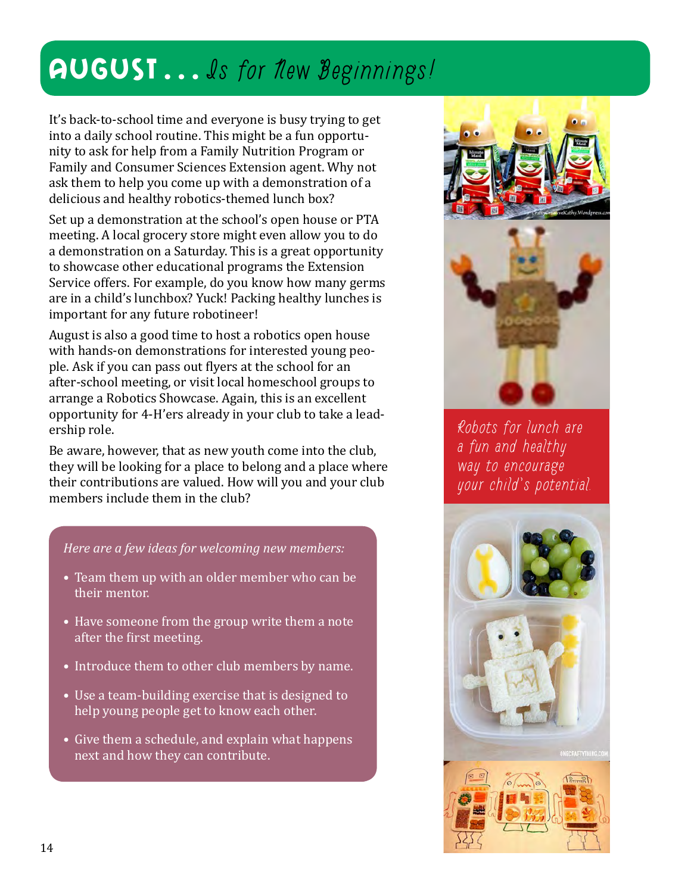# AUGUST . . . *Is for New Beginnings!*

It's back-to-school time and everyone is busy trying to get into a daily school routine. This might be a fun opportunity to ask for help from a Family Nutrition Program or Family and Consumer Sciences Extension agent. Why not ask them to help you come up with a demonstration of a delicious and healthy robotics-themed lunch box?

Set up a demonstration at the school's open house or PTA meeting. A local grocery store might even allow you to do a demonstration on a Saturday. This is a great opportunity to showcase other educational programs the Extension Service offers. For example, do you know how many germs are in a child's lunchbox? Yuck! Packing healthy lunches is important for any future robotineer!

August is also a good time to host a robotics open house with hands-on demonstrations for interested young people. Ask if you can pass out flyers at the school for an after-school meeting, or visit local homeschool groups to arrange a Robotics Showcase. Again, this is an excellent opportunity for 4-H'ers already in your club to take a leadership role.

Be aware, however, that as new youth come into the club, they will be looking for a place to belong and a place where their contributions are valued. How will you and your club members include them in the club?

*Here are a few ideas for welcoming new members:*

- Team them up with an older member who can be their mentor.
- Have someone from the group write them a note after the first meeting.
- Introduce them to other club members by name.
- Use a team-building exercise that is designed to help young people get to know each other.
- Give them a schedule, and explain what happens next and how they can contribute.

*Robots for lunch are a fun and healthy way to encourage your child's potential.*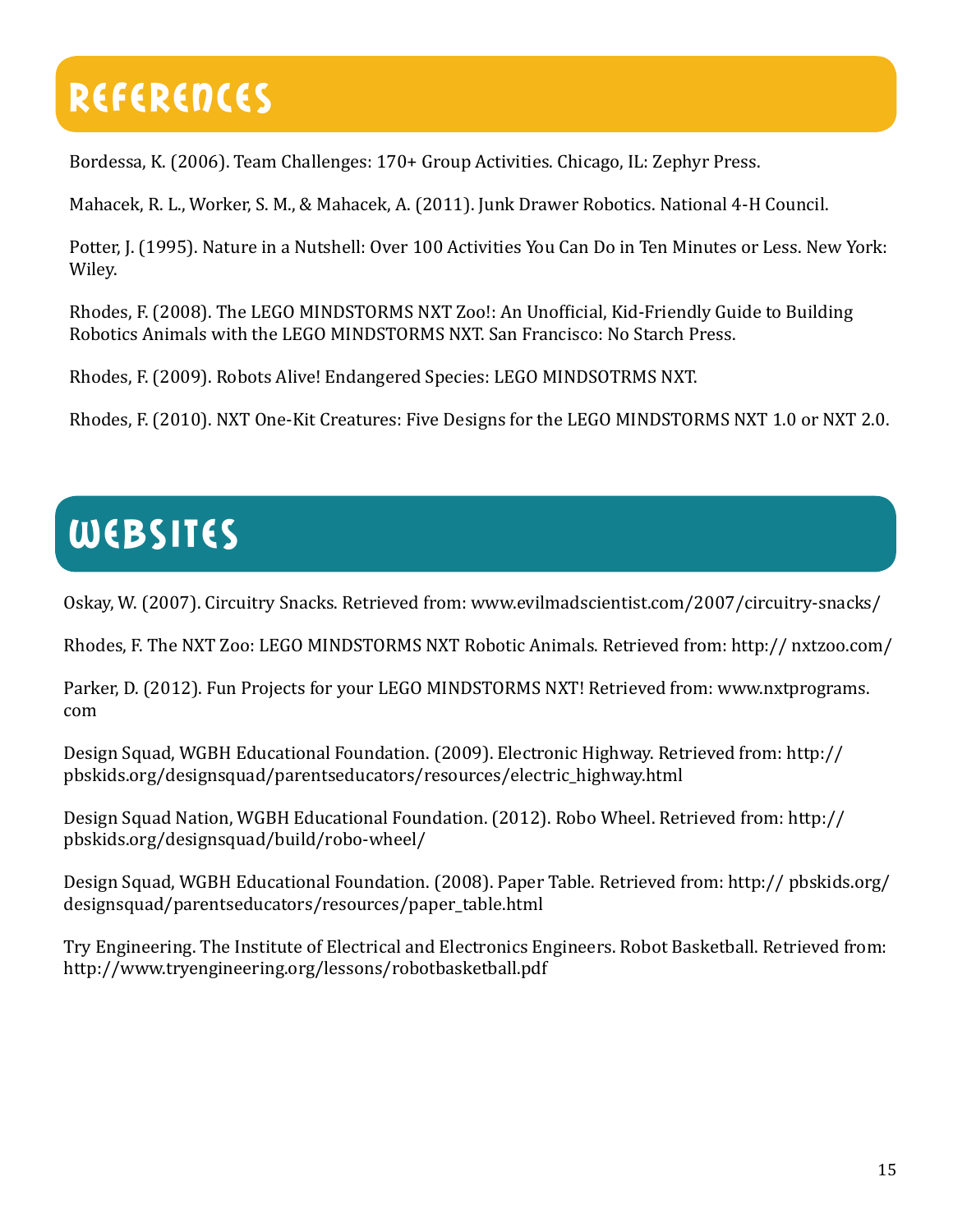# References

Bordessa, K. (2006). Team Challenges: 170+ Group Activities. Chicago, IL: Zephyr Press.

Mahacek, R. L., Worker, S. M., & Mahacek, A. (2011). Junk Drawer Robotics. National 4-H Council.

Potter, J. (1995). Nature in a Nutshell: Over 100 Activities You Can Do in Ten Minutes or Less. New York: Wiley.

Rhodes, F. (2008). The LEGO MINDSTORMS NXT Zoo!: An Unofficial, Kid-Friendly Guide to Building Robotics Animals with the LEGO MINDSTORMS NXT. San Francisco: No Starch Press.

Rhodes, F. (2009). Robots Alive! Endangered Species: LEGO MINDSOTRMS NXT.

Rhodes, F. (2010). NXT One-Kit Creatures: Five Designs for the LEGO MINDSTORMS NXT 1.0 or NXT 2.0.

# Websites

Oskay, W. (2007). Circuitry Snacks. Retrieved from: www.evilmadscientist.com/2007/circuitry-snacks/

Rhodes, F. The NXT Zoo: LEGO MINDSTORMS NXT Robotic Animals. Retrieved from: http:// nxtzoo.com/

Parker, D. (2012). Fun Projects for your LEGO MINDSTORMS NXT! Retrieved from: www.nxtprograms.com

Design Squad, WGBH Educational Foundation. (2009). Electronic Highway. Retrieved from: http://pbskids.org/designsquad/parentseducators/resources/electric_highway.html

Design Squad Nation, WGBH Educational Foundation. (2012). Robo Wheel. Retrieved from: http://pbskids.org/designsquad/build/robo-wheel/

Design Squad, WGBH Educational Foundation. (2008). Paper Table. Retrieved from: http:// pbskids.org/designsquad/parentseducators/resources/paper_table.html

Try Engineering. The Institute of Electrical and Electronics Engineers. Robot Basketball. Retrieved from: http://www.tryengineering.org/lessons/robotbasketball.pdf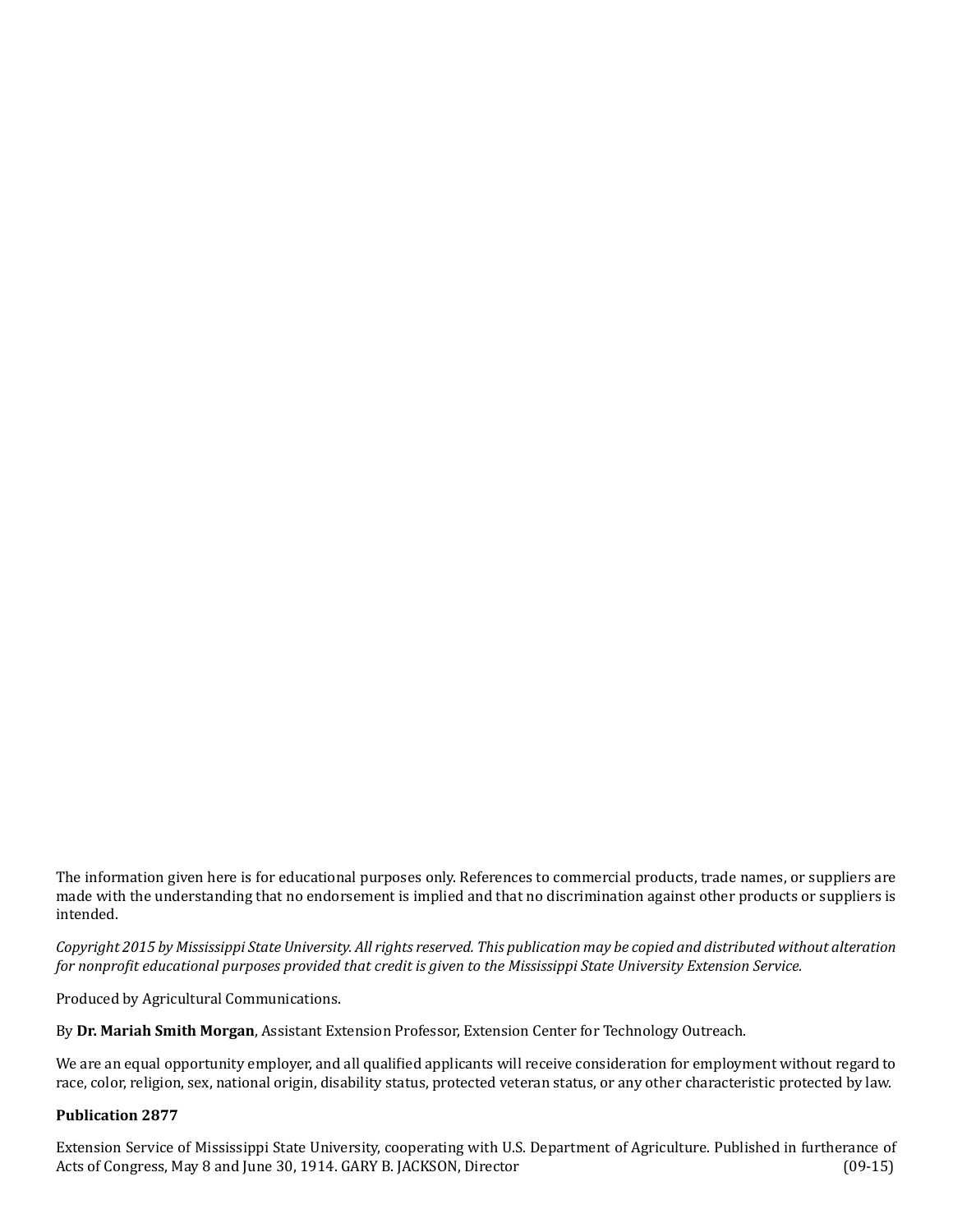The information given here is for educational purposes only. References to commercial products, trade names, or suppliers are made with the understanding that no endorsement is implied and that no discrimination against other products or suppliers is intended.

*Copyright 2015 by Mississippi State University. All rights reserved. This publication may be copied and distributed without alteration for nonprofit educational purposes provided that credit is given to the Mississippi State University Extension Service.*

Produced by Agricultural Communications.

By **Dr. Mariah Smith Morgan**, Assistant Extension Professor, Extension Center for Technology Outreach.

We are an equal opportunity employer, and all qualified applicants will receive consideration for employment without regard to race, color, religion, sex, national origin, disability status, protected veteran status, or any other characteristic protected by law.

**Publication 2877**

Extension Service of Mississippi State University, cooperating with U.S. Department of Agriculture. Published in furtherance of Acts of Congress, May 8 and June 30, 1914. GARY B. JACKSON, Director (09-15)